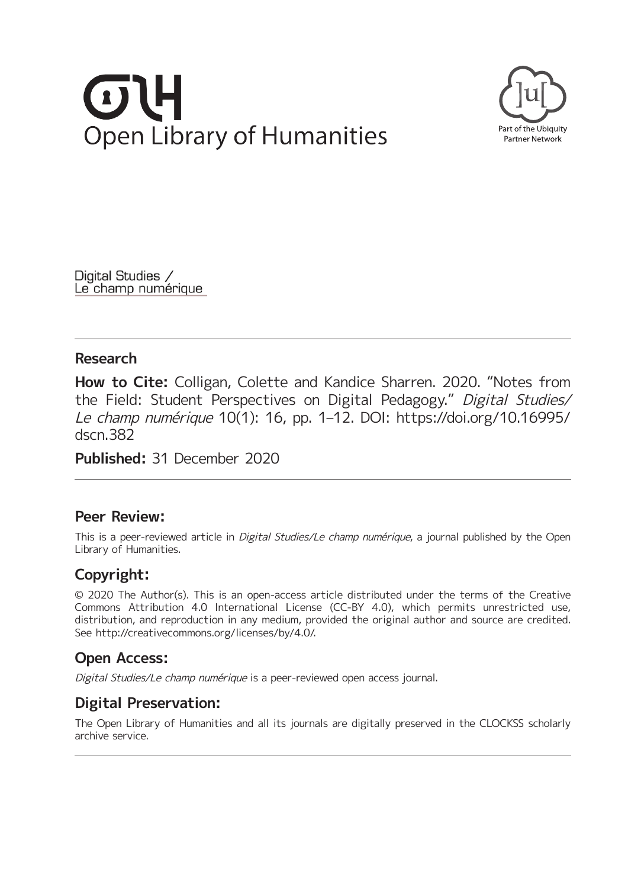Open Library of Humanities

Part of the Ubiquity Partner Network

Digital Studies / Le champ numérique

## Research

**How to Cite:** Colligan, Colette and Kandice Sharren. 2020. "Notes from the Field: Student Perspectives on Digital Pedagogy." *Digital Studies/Le champ numérique* 10(1): 16, pp. 1–12. DOI: https://doi.org/10.16995/dscn.382

**Published:** 31 December 2020

## Peer Review:

This is a peer-reviewed article in *Digital Studies/Le champ numérique*, a journal published by the Open Library of Humanities.

## Copyright:

© 2020 The Author(s). This is an open-access article distributed under the terms of the Creative Commons Attribution 4.0 International License (CC-BY 4.0), which permits unrestricted use, distribution, and reproduction in any medium, provided the original author and source are credited. See http://creativecommons.org/licenses/by/4.0/.

## Open Access:

*Digital Studies/Le champ numérique* is a peer-reviewed open access journal.

## Digital Preservation:

The Open Library of Humanities and all its journals are digitally preserved in the CLOCKSS scholarly archive service.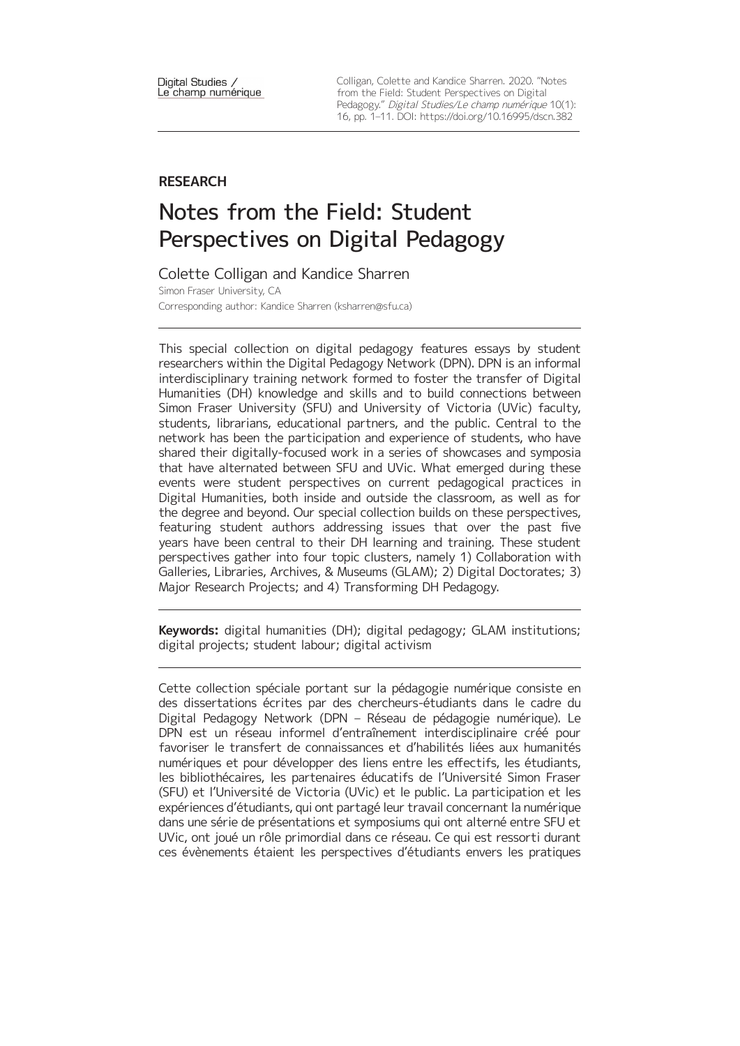## RESEARCH

# Notes from the Field: Student Perspectives on Digital Pedagogy

Colette Colligan and Kandice Sharren

Simon Fraser University, CA

Corresponding author: Kandice Sharren (ksharren@sfu.ca)

This special collection on digital pedagogy features essays by student researchers within the Digital Pedagogy Network (DPN). DPN is an informal interdisciplinary training network formed to foster the transfer of Digital Humanities (DH) knowledge and skills and to build connections between Simon Fraser University (SFU) and University of Victoria (UVic) faculty, students, librarians, educational partners, and the public. Central to the network has been the participation and experience of students, who have shared their digitally-focused work in a series of showcases and symposia that have alternated between SFU and UVic. What emerged during these events were student perspectives on current pedagogical practices in Digital Humanities, both inside and outside the classroom, as well as for the degree and beyond. Our special collection builds on these perspectives, featuring student authors addressing issues that over the past five years have been central to their DH learning and training. These student perspectives gather into four topic clusters, namely 1) Collaboration with Galleries, Libraries, Archives, & Museums (GLAM); 2) Digital Doctorates; 3) Major Research Projects; and 4) Transforming DH Pedagogy.

**Keywords:** digital humanities (DH); digital pedagogy; GLAM institutions; digital projects; student labour; digital activism

Cette collection spéciale portant sur la pédagogie numérique consiste en des dissertations écrites par des chercheurs-étudiants dans le cadre du Digital Pedagogy Network (DPN – Réseau de pédagogie numérique). Le DPN est un réseau informel d'entraînement interdisciplinaire créé pour favoriser le transfert de connaissances et d'habilités liées aux humanités numériques et pour développer des liens entre les effectifs, les étudiants, les bibliothécaires, les partenaires éducatifs de l'Université Simon Fraser (SFU) et l'Université de Victoria (UVic) et le public. La participation et les expériences d'étudiants, qui ont partagé leur travail concernant la numérique dans une série de présentations et symposiums qui ont alterné entre SFU et UVic, ont joué un rôle primordial dans ce réseau. Ce qui est ressorti durant ces évènements étaient les perspectives d'étudiants envers les pratiques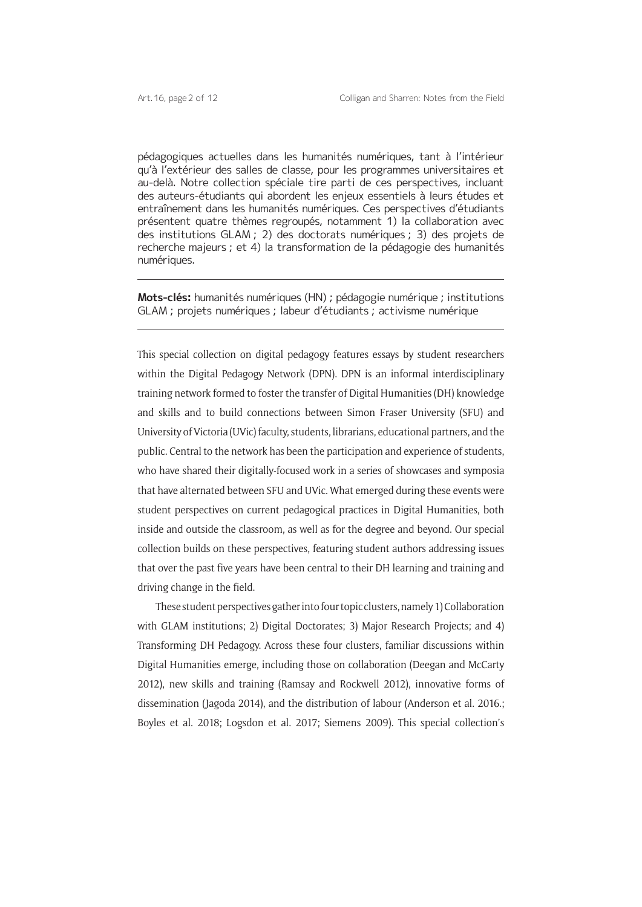pédagogiques actuelles dans les humanités numériques, tant à l'intérieur qu'à l'extérieur des salles de classe, pour les programmes universitaires et au-delà. Notre collection spéciale tire parti de ces perspectives, incluant des auteurs-étudiants qui abordent les enjeux essentiels à leurs études et entraînement dans les humanités numériques. Ces perspectives d'étudiants présentent quatre thèmes regroupés, notamment 1) la collaboration avec des institutions GLAM ; 2) des doctorats numériques ; 3) des projets de recherche majeurs ; et 4) la transformation de la pédagogie des humanités numériques.

---

**Mots-clés:** humanités numériques (HN) ; pédagogie numérique ; institutions GLAM ; projets numériques ; labeur d'étudiants ; activisme numérique

---

This special collection on digital pedagogy features essays by student researchers within the Digital Pedagogy Network (DPN). DPN is an informal interdisciplinary training network formed to foster the transfer of Digital Humanities (DH) knowledge and skills and to build connections between Simon Fraser University (SFU) and University of Victoria (UVic) faculty, students, librarians, educational partners, and the public. Central to the network has been the participation and experience of students, who have shared their digitally-focused work in a series of showcases and symposia that have alternated between SFU and UVic. What emerged during these events were student perspectives on current pedagogical practices in Digital Humanities, both inside and outside the classroom, as well as for the degree and beyond. Our special collection builds on these perspectives, featuring student authors addressing issues that over the past five years have been central to their DH learning and training and driving change in the field.

These student perspectives gather into four topic clusters, namely 1) Collaboration with GLAM institutions; 2) Digital Doctorates; 3) Major Research Projects; and 4) Transforming DH Pedagogy. Across these four clusters, familiar discussions within Digital Humanities emerge, including those on collaboration (Deegan and McCarty 2012), new skills and training (Ramsay and Rockwell 2012), innovative forms of dissemination (Jagoda 2014), and the distribution of labour (Anderson et al. 2016.; Boyles et al. 2018; Logsdon et al. 2017; Siemens 2009). This special collection's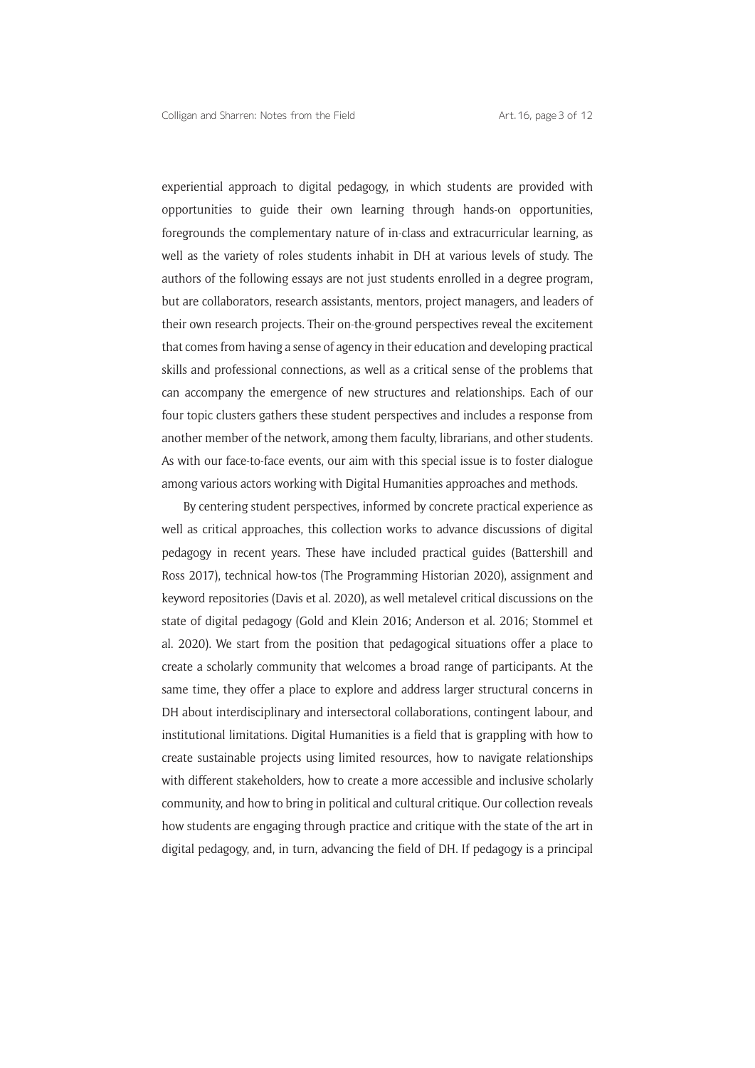experiential approach to digital pedagogy, in which students are provided with opportunities to guide their own learning through hands-on opportunities, foregrounds the complementary nature of in-class and extracurricular learning, as well as the variety of roles students inhabit in DH at various levels of study. The authors of the following essays are not just students enrolled in a degree program, but are collaborators, research assistants, mentors, project managers, and leaders of their own research projects. Their on-the-ground perspectives reveal the excitement that comes from having a sense of agency in their education and developing practical skills and professional connections, as well as a critical sense of the problems that can accompany the emergence of new structures and relationships. Each of our four topic clusters gathers these student perspectives and includes a response from another member of the network, among them faculty, librarians, and other students. As with our face-to-face events, our aim with this special issue is to foster dialogue among various actors working with Digital Humanities approaches and methods.

By centering student perspectives, informed by concrete practical experience as well as critical approaches, this collection works to advance discussions of digital pedagogy in recent years. These have included practical guides (Battershill and Ross 2017), technical how-tos (The Programming Historian 2020), assignment and keyword repositories (Davis et al. 2020), as well metalevel critical discussions on the state of digital pedagogy (Gold and Klein 2016; Anderson et al. 2016; Stommel et al. 2020). We start from the position that pedagogical situations offer a place to create a scholarly community that welcomes a broad range of participants. At the same time, they offer a place to explore and address larger structural concerns in DH about interdisciplinary and intersectoral collaborations, contingent labour, and institutional limitations. Digital Humanities is a field that is grappling with how to create sustainable projects using limited resources, how to navigate relationships with different stakeholders, how to create a more accessible and inclusive scholarly community, and how to bring in political and cultural critique. Our collection reveals how students are engaging through practice and critique with the state of the art in digital pedagogy, and, in turn, advancing the field of DH. If pedagogy is a principal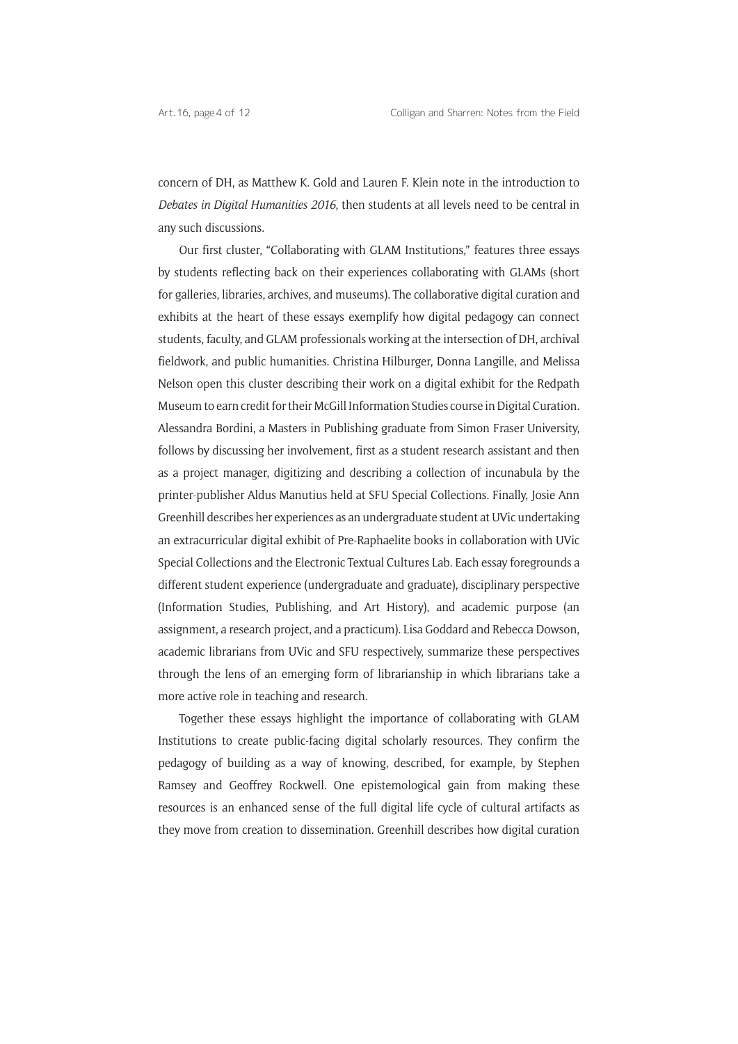concern of DH, as Matthew K. Gold and Lauren F. Klein note in the introduction to *Debates in Digital Humanities 2016*, then students at all levels need to be central in any such discussions.

Our first cluster, "Collaborating with GLAM Institutions," features three essays by students reflecting back on their experiences collaborating with GLAMs (short for galleries, libraries, archives, and museums). The collaborative digital curation and exhibits at the heart of these essays exemplify how digital pedagogy can connect students, faculty, and GLAM professionals working at the intersection of DH, archival fieldwork, and public humanities. Christina Hilburger, Donna Langille, and Melissa Nelson open this cluster describing their work on a digital exhibit for the Redpath Museum to earn credit for their McGill Information Studies course in Digital Curation. Alessandra Bordini, a Masters in Publishing graduate from Simon Fraser University, follows by discussing her involvement, first as a student research assistant and then as a project manager, digitizing and describing a collection of incunabula by the printer-publisher Aldus Manutius held at SFU Special Collections. Finally, Josie Ann Greenhill describes her experiences as an undergraduate student at UVic undertaking an extracurricular digital exhibit of Pre-Raphaelite books in collaboration with UVic Special Collections and the Electronic Textual Cultures Lab. Each essay foregrounds a different student experience (undergraduate and graduate), disciplinary perspective (Information Studies, Publishing, and Art History), and academic purpose (an assignment, a research project, and a practicum). Lisa Goddard and Rebecca Dowson, academic librarians from UVic and SFU respectively, summarize these perspectives through the lens of an emerging form of librarianship in which librarians take a more active role in teaching and research.

Together these essays highlight the importance of collaborating with GLAM Institutions to create public-facing digital scholarly resources. They confirm the pedagogy of building as a way of knowing, described, for example, by Stephen Ramsey and Geoffrey Rockwell. One epistemological gain from making these resources is an enhanced sense of the full digital life cycle of cultural artifacts as they move from creation to dissemination. Greenhill describes how digital curation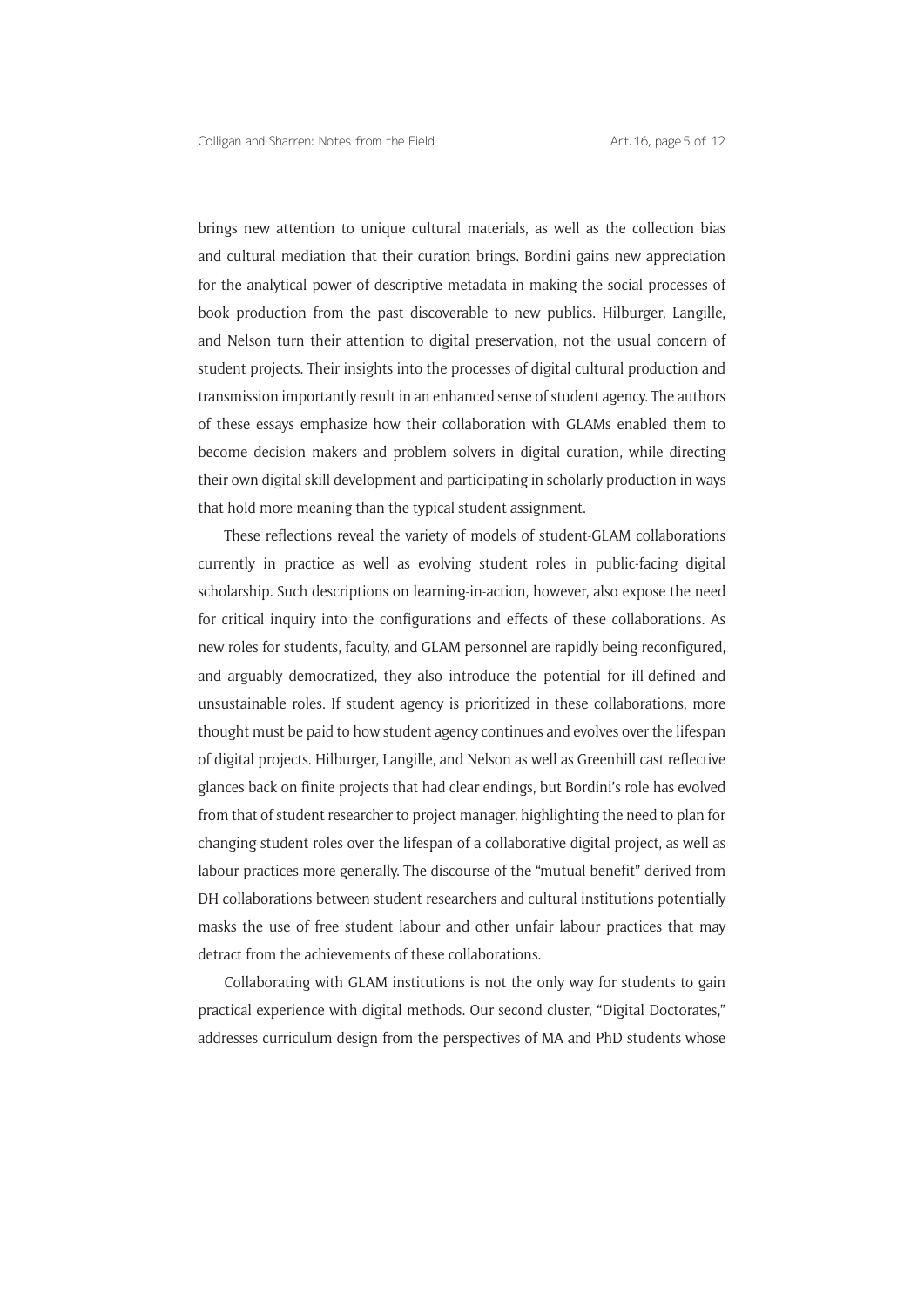brings new attention to unique cultural materials, as well as the collection bias and cultural mediation that their curation brings. Bordini gains new appreciation for the analytical power of descriptive metadata in making the social processes of book production from the past discoverable to new publics. Hilburger, Langille, and Nelson turn their attention to digital preservation, not the usual concern of student projects. Their insights into the processes of digital cultural production and transmission importantly result in an enhanced sense of student agency. The authors of these essays emphasize how their collaboration with GLAMs enabled them to become decision makers and problem solvers in digital curation, while directing their own digital skill development and participating in scholarly production in ways that hold more meaning than the typical student assignment.

These reflections reveal the variety of models of student-GLAM collaborations currently in practice as well as evolving student roles in public-facing digital scholarship. Such descriptions on learning-in-action, however, also expose the need for critical inquiry into the configurations and effects of these collaborations. As new roles for students, faculty, and GLAM personnel are rapidly being reconfigured, and arguably democratized, they also introduce the potential for ill-defined and unsustainable roles. If student agency is prioritized in these collaborations, more thought must be paid to how student agency continues and evolves over the lifespan of digital projects. Hilburger, Langille, and Nelson as well as Greenhill cast reflective glances back on finite projects that had clear endings, but Bordini's role has evolved from that of student researcher to project manager, highlighting the need to plan for changing student roles over the lifespan of a collaborative digital project, as well as labour practices more generally. The discourse of the "mutual benefit" derived from DH collaborations between student researchers and cultural institutions potentially masks the use of free student labour and other unfair labour practices that may detract from the achievements of these collaborations.

Collaborating with GLAM institutions is not the only way for students to gain practical experience with digital methods. Our second cluster, "Digital Doctorates," addresses curriculum design from the perspectives of MA and PhD students whose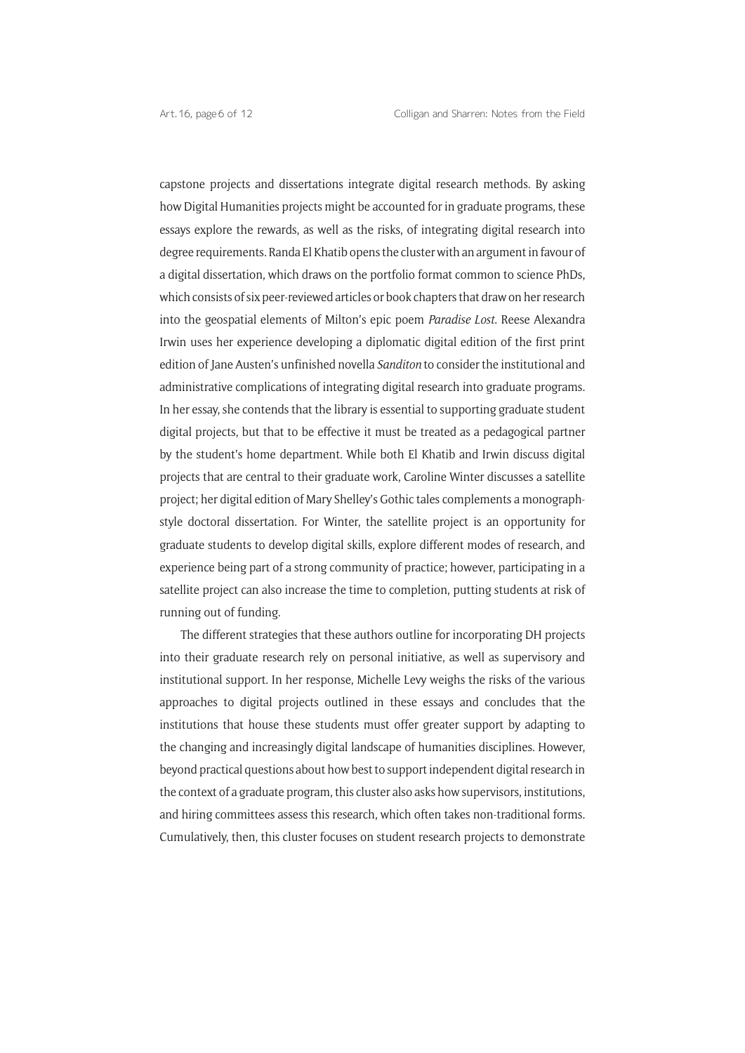capstone projects and dissertations integrate digital research methods. By asking how Digital Humanities projects might be accounted for in graduate programs, these essays explore the rewards, as well as the risks, of integrating digital research into degree requirements. Randa El Khatib opens the cluster with an argument in favour of a digital dissertation, which draws on the portfolio format common to science PhDs, which consists of six peer-reviewed articles or book chapters that draw on her research into the geospatial elements of Milton's epic poem *Paradise Lost*. Reese Alexandra Irwin uses her experience developing a diplomatic digital edition of the first print edition of Jane Austen's unfinished novella *Sanditon* to consider the institutional and administrative complications of integrating digital research into graduate programs. In her essay, she contends that the library is essential to supporting graduate student digital projects, but that to be effective it must be treated as a pedagogical partner by the student's home department. While both El Khatib and Irwin discuss digital projects that are central to their graduate work, Caroline Winter discusses a satellite project; her digital edition of Mary Shelley's Gothic tales complements a monograph-style doctoral dissertation. For Winter, the satellite project is an opportunity for graduate students to develop digital skills, explore different modes of research, and experience being part of a strong community of practice; however, participating in a satellite project can also increase the time to completion, putting students at risk of running out of funding.

The different strategies that these authors outline for incorporating DH projects into their graduate research rely on personal initiative, as well as supervisory and institutional support. In her response, Michelle Levy weighs the risks of the various approaches to digital projects outlined in these essays and concludes that the institutions that house these students must offer greater support by adapting to the changing and increasingly digital landscape of humanities disciplines. However, beyond practical questions about how best to support independent digital research in the context of a graduate program, this cluster also asks how supervisors, institutions, and hiring committees assess this research, which often takes non-traditional forms. Cumulatively, then, this cluster focuses on student research projects to demonstrate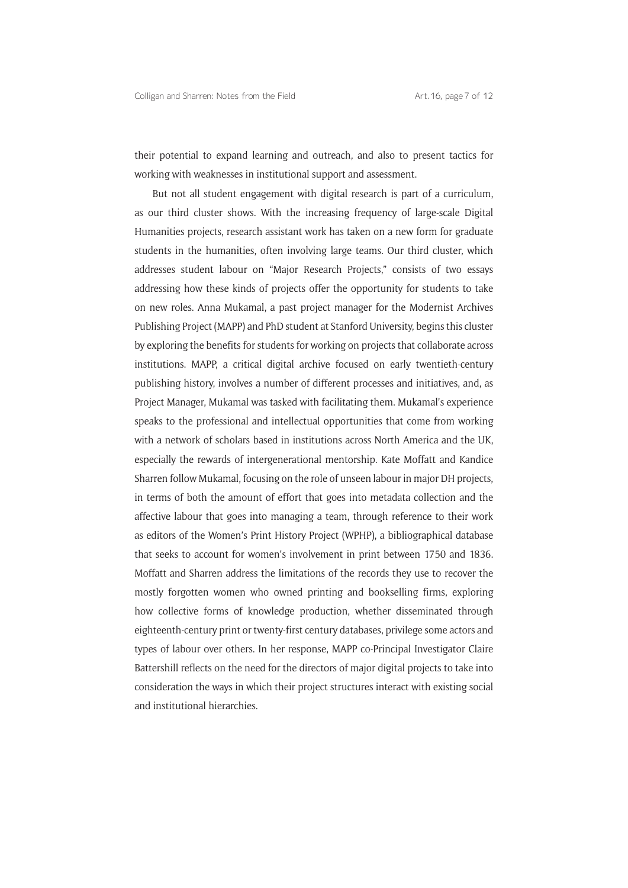their potential to expand learning and outreach, and also to present tactics for working with weaknesses in institutional support and assessment.

But not all student engagement with digital research is part of a curriculum, as our third cluster shows. With the increasing frequency of large-scale Digital Humanities projects, research assistant work has taken on a new form for graduate students in the humanities, often involving large teams. Our third cluster, which addresses student labour on "Major Research Projects," consists of two essays addressing how these kinds of projects offer the opportunity for students to take on new roles. Anna Mukamal, a past project manager for the Modernist Archives Publishing Project (MAPP) and PhD student at Stanford University, begins this cluster by exploring the benefits for students for working on projects that collaborate across institutions. MAPP, a critical digital archive focused on early twentieth-century publishing history, involves a number of different processes and initiatives, and, as Project Manager, Mukamal was tasked with facilitating them. Mukamal's experience speaks to the professional and intellectual opportunities that come from working with a network of scholars based in institutions across North America and the UK, especially the rewards of intergenerational mentorship. Kate Moffatt and Kandice Sharren follow Mukamal, focusing on the role of unseen labour in major DH projects, in terms of both the amount of effort that goes into metadata collection and the affective labour that goes into managing a team, through reference to their work as editors of the Women's Print History Project (WPHP), a bibliographical database that seeks to account for women's involvement in print between 1750 and 1836. Moffatt and Sharren address the limitations of the records they use to recover the mostly forgotten women who owned printing and bookselling firms, exploring how collective forms of knowledge production, whether disseminated through eighteenth-century print or twenty-first century databases, privilege some actors and types of labour over others. In her response, MAPP co-Principal Investigator Claire Battershill reflects on the need for the directors of major digital projects to take into consideration the ways in which their project structures interact with existing social and institutional hierarchies.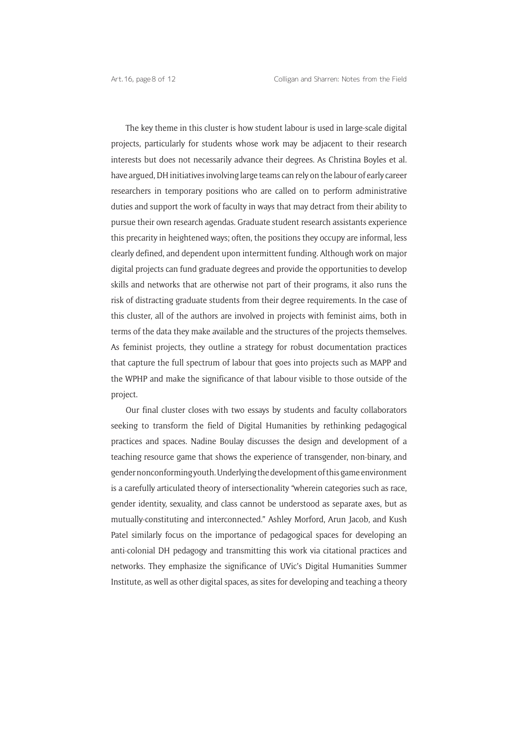The key theme in this cluster is how student labour is used in large-scale digital projects, particularly for students whose work may be adjacent to their research interests but does not necessarily advance their degrees. As Christina Boyles et al. have argued, DH initiatives involving large teams can rely on the labour of early career researchers in temporary positions who are called on to perform administrative duties and support the work of faculty in ways that may detract from their ability to pursue their own research agendas. Graduate student research assistants experience this precarity in heightened ways; often, the positions they occupy are informal, less clearly defined, and dependent upon intermittent funding. Although work on major digital projects can fund graduate degrees and provide the opportunities to develop skills and networks that are otherwise not part of their programs, it also runs the risk of distracting graduate students from their degree requirements. In the case of this cluster, all of the authors are involved in projects with feminist aims, both in terms of the data they make available and the structures of the projects themselves. As feminist projects, they outline a strategy for robust documentation practices that capture the full spectrum of labour that goes into projects such as MAPP and the WPHP and make the significance of that labour visible to those outside of the project.

Our final cluster closes with two essays by students and faculty collaborators seeking to transform the field of Digital Humanities by rethinking pedagogical practices and spaces. Nadine Boulay discusses the design and development of a teaching resource game that shows the experience of transgender, non-binary, and gender nonconforming youth. Underlying the development of this game environment is a carefully articulated theory of intersectionality "wherein categories such as race, gender identity, sexuality, and class cannot be understood as separate axes, but as mutually-constituting and interconnected." Ashley Morford, Arun Jacob, and Kush Patel similarly focus on the importance of pedagogical spaces for developing an anti-colonial DH pedagogy and transmitting this work via citational practices and networks. They emphasize the significance of UVic's Digital Humanities Summer Institute, as well as other digital spaces, as sites for developing and teaching a theory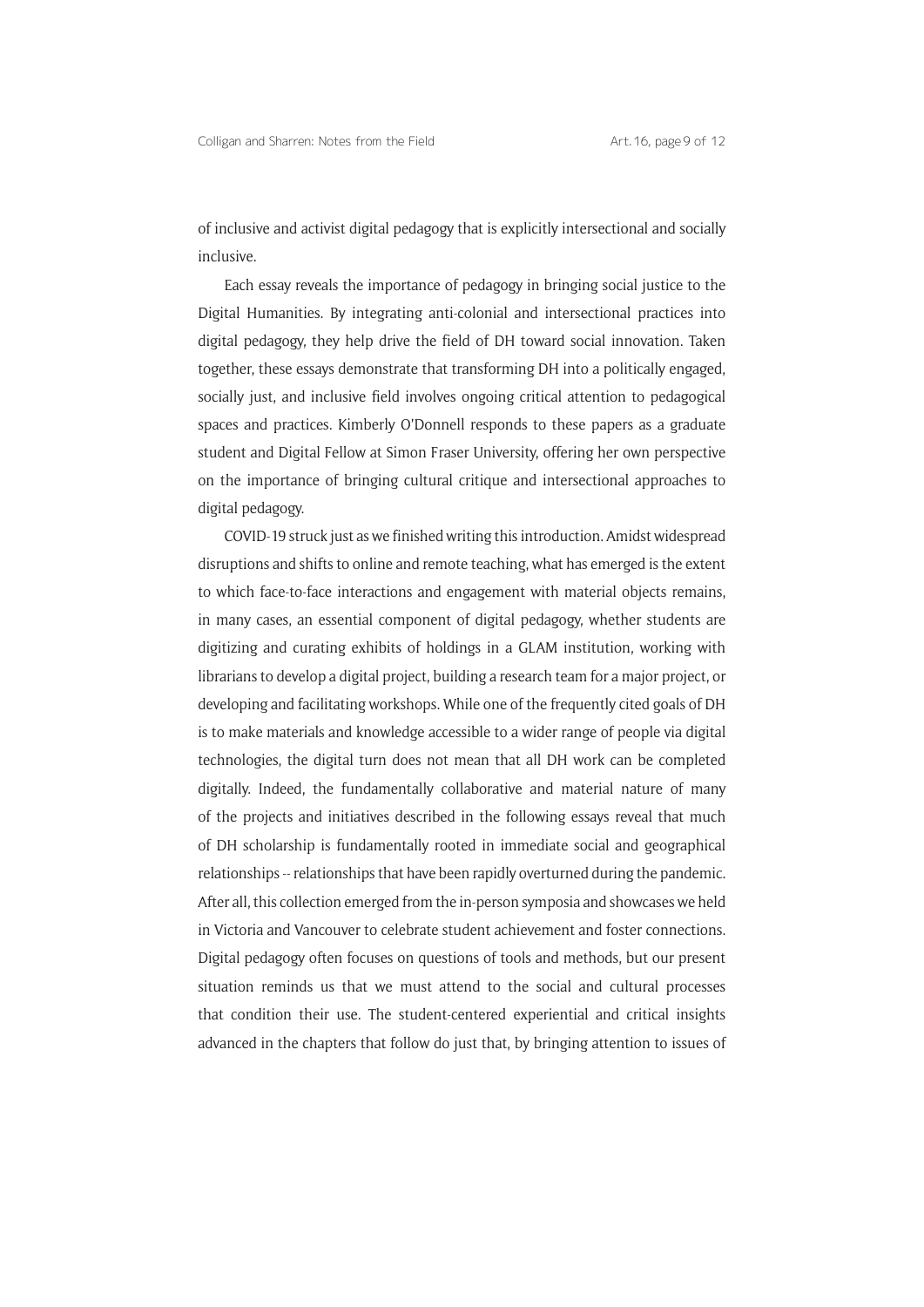of inclusive and activist digital pedagogy that is explicitly intersectional and socially inclusive.

Each essay reveals the importance of pedagogy in bringing social justice to the Digital Humanities. By integrating anti-colonial and intersectional practices into digital pedagogy, they help drive the field of DH toward social innovation. Taken together, these essays demonstrate that transforming DH into a politically engaged, socially just, and inclusive field involves ongoing critical attention to pedagogical spaces and practices. Kimberly O'Donnell responds to these papers as a graduate student and Digital Fellow at Simon Fraser University, offering her own perspective on the importance of bringing cultural critique and intersectional approaches to digital pedagogy.

COVID-19 struck just as we finished writing this introduction. Amidst widespread disruptions and shifts to online and remote teaching, what has emerged is the extent to which face-to-face interactions and engagement with material objects remains, in many cases, an essential component of digital pedagogy, whether students are digitizing and curating exhibits of holdings in a GLAM institution, working with librarians to develop a digital project, building a research team for a major project, or developing and facilitating workshops. While one of the frequently cited goals of DH is to make materials and knowledge accessible to a wider range of people via digital technologies, the digital turn does not mean that all DH work can be completed digitally. Indeed, the fundamentally collaborative and material nature of many of the projects and initiatives described in the following essays reveal that much of DH scholarship is fundamentally rooted in immediate social and geographical relationships -- relationships that have been rapidly overturned during the pandemic. After all, this collection emerged from the in-person symposia and showcases we held in Victoria and Vancouver to celebrate student achievement and foster connections. Digital pedagogy often focuses on questions of tools and methods, but our present situation reminds us that we must attend to the social and cultural processes that condition their use. The student-centered experiential and critical insights advanced in the chapters that follow do just that, by bringing attention to issues of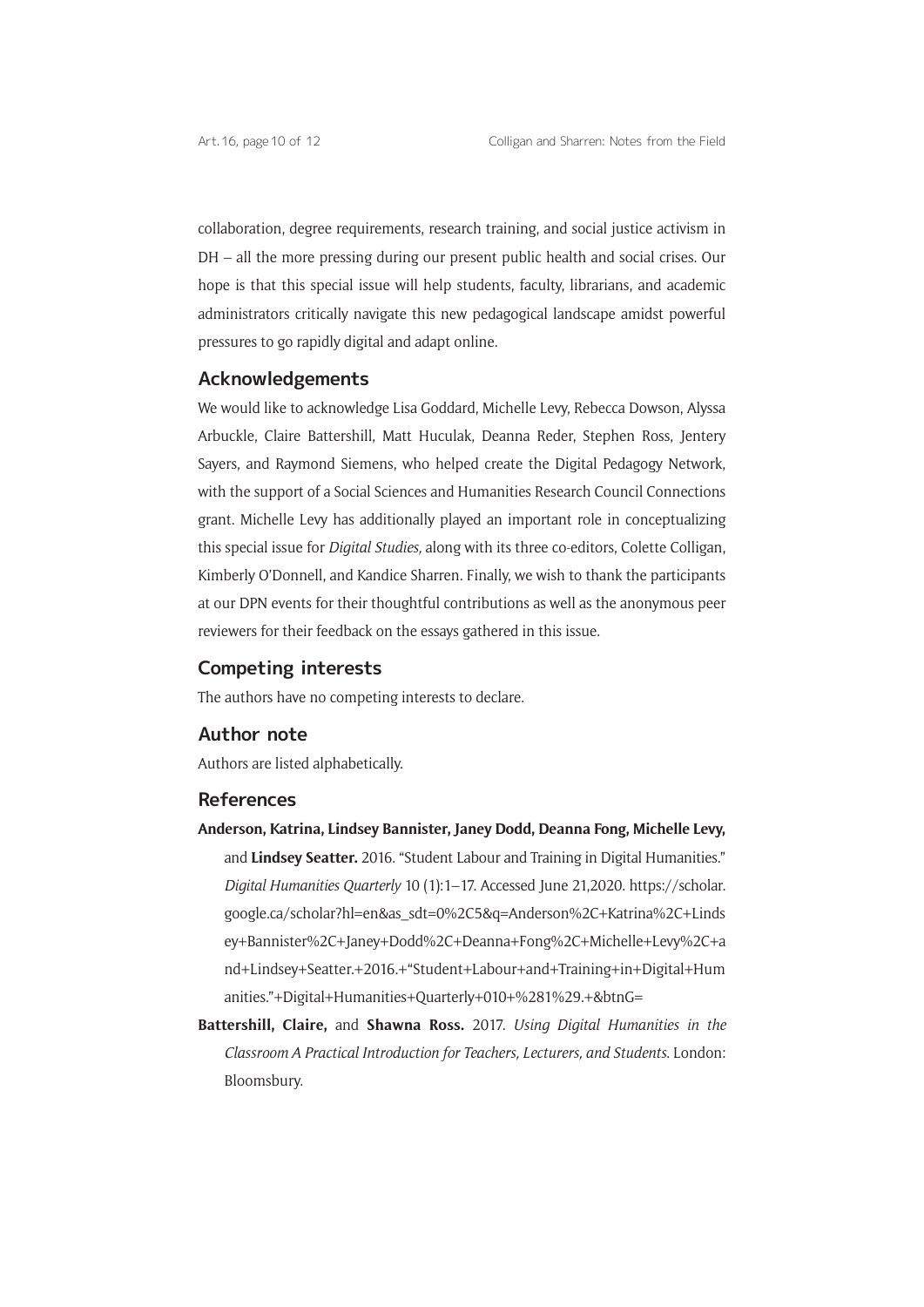collaboration, degree requirements, research training, and social justice activism in DH – all the more pressing during our present public health and social crises. Our hope is that this special issue will help students, faculty, librarians, and academic administrators critically navigate this new pedagogical landscape amidst powerful pressures to go rapidly digital and adapt online.

## Acknowledgements

We would like to acknowledge Lisa Goddard, Michelle Levy, Rebecca Dowson, Alyssa Arbuckle, Claire Battershill, Matt Huculak, Deanna Reder, Stephen Ross, Jentery Sayers, and Raymond Siemens, who helped create the Digital Pedagogy Network, with the support of a Social Sciences and Humanities Research Council Connections grant. Michelle Levy has additionally played an important role in conceptualizing this special issue for *Digital Studies,* along with its three co-editors, Colette Colligan, Kimberly O'Donnell, and Kandice Sharren. Finally, we wish to thank the participants at our DPN events for their thoughtful contributions as well as the anonymous peer reviewers for their feedback on the essays gathered in this issue.

## Competing interests

The authors have no competing interests to declare.

## Author note

Authors are listed alphabetically.

## References

**Anderson, Katrina, Lindsey Bannister, Janey Dodd, Deanna Fong, Michelle Levy,** and **Lindsey Seatter.** 2016. "Student Labour and Training in Digital Humanities." *Digital Humanities Quarterly* 10 (1):1–17. Accessed June 21,2020. https://scholar.google.ca/scholar?hl=en&as_sdt=0%2C5&q=Anderson%2C+Katrina%2C+Lindsey+Bannister%2C+Janey+Dodd%2C+Deanna+Fong%2C+Michelle+Levy%2C+and+Lindsey+Seatter.+2016.+"Student+Labour+and+Training+in+Digital+Humanities."+Digital+Humanities+Quarterly+010+%281%29.+&btnG=

**Battershill, Claire,** and **Shawna Ross.** 2017. *Using Digital Humanities in the Classroom A Practical Introduction for Teachers, Lecturers, and Students.* London: Bloomsbury.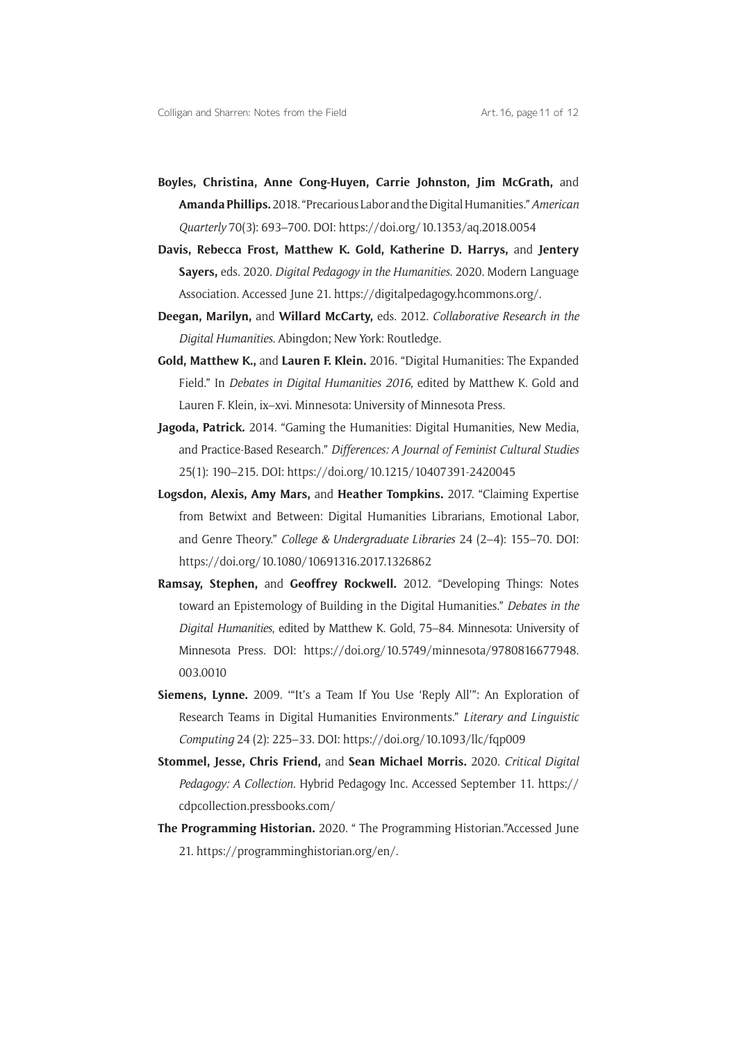**Boyles, Christina, Anne Cong-Huyen, Carrie Johnston, Jim McGrath,** and **Amanda Phillips.** 2018. "Precarious Labor and the Digital Humanities." *American Quarterly* 70(3): 693–700. DOI: https://doi.org/10.1353/aq.2018.0054

**Davis, Rebecca Frost, Matthew K. Gold, Katherine D. Harrys,** and **Jentery Sayers,** eds. 2020. *Digital Pedagogy in the Humanities.* 2020. Modern Language Association. Accessed June 21. https://digitalpedagogy.hcommons.org/.

**Deegan, Marilyn,** and **Willard McCarty,** eds. 2012. *Collaborative Research in the Digital Humanities*. Abingdon; New York: Routledge.

**Gold, Matthew K.,** and **Lauren F. Klein.** 2016. "Digital Humanities: The Expanded Field." In *Debates in Digital Humanities 2016*, edited by Matthew K. Gold and Lauren F. Klein, ix–xvi. Minnesota: University of Minnesota Press.

**Jagoda, Patrick.** 2014. "Gaming the Humanities: Digital Humanities, New Media, and Practice-Based Research." *Differences: A Journal of Feminist Cultural Studies* 25(1): 190–215. DOI: https://doi.org/10.1215/10407391-2420045

**Logsdon, Alexis, Amy Mars,** and **Heather Tompkins.** 2017. "Claiming Expertise from Betwixt and Between: Digital Humanities Librarians, Emotional Labor, and Genre Theory." *College & Undergraduate Libraries* 24 (2–4): 155–70. DOI: https://doi.org/10.1080/10691316.2017.1326862

**Ramsay, Stephen,** and **Geoffrey Rockwell.** 2012. "Developing Things: Notes toward an Epistemology of Building in the Digital Humanities." *Debates in the Digital Humanities*, edited by Matthew K. Gold, 75–84. Minnesota: University of Minnesota Press. DOI: https://doi.org/10.5749/minnesota/9780816677948.003.0010

**Siemens, Lynne.** 2009. '"It's a Team If You Use 'Reply All'": An Exploration of Research Teams in Digital Humanities Environments." *Literary and Linguistic Computing* 24 (2): 225–33. DOI: https://doi.org/10.1093/llc/fqp009

**Stommel, Jesse, Chris Friend,** and **Sean Michael Morris.** 2020. *Critical Digital Pedagogy: A Collection.* Hybrid Pedagogy Inc. Accessed September 11. https://cdpcollection.pressbooks.com/

**The Programming Historian.** 2020. " The Programming Historian."Accessed June 21. https://programminghistorian.org/en/.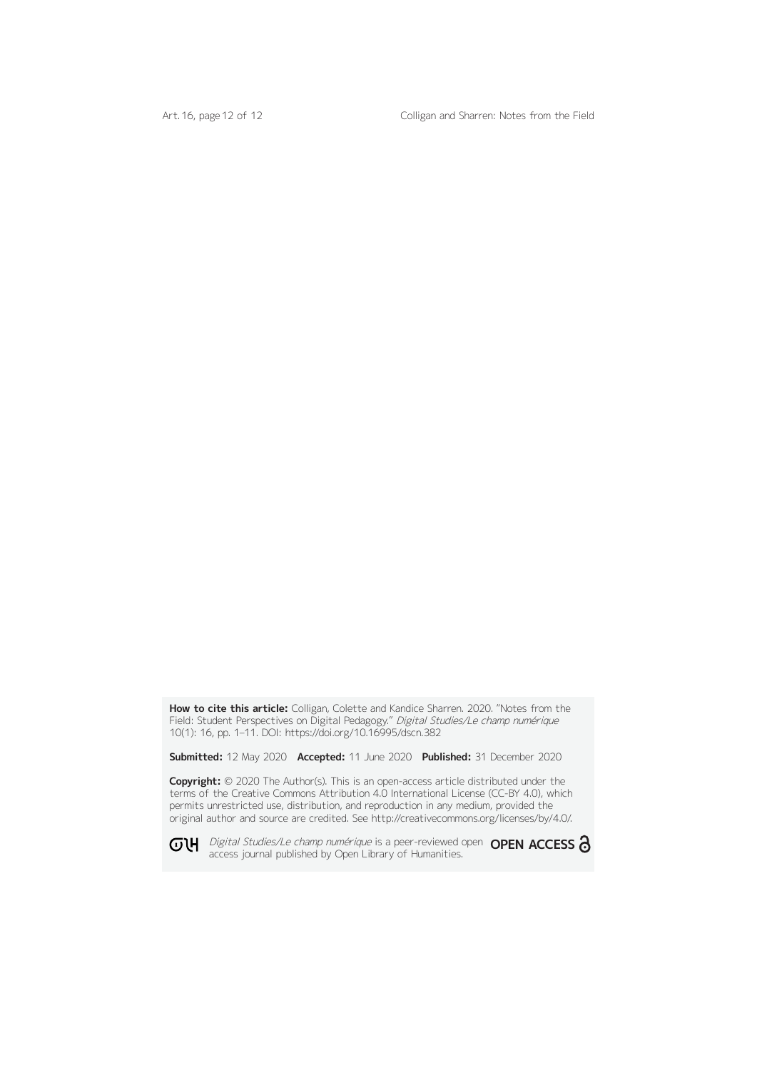**How to cite this article:** Colligan, Colette and Kandice Sharren. 2020. "Notes from the Field: Student Perspectives on Digital Pedagogy." *Digital Studies/Le champ numérique* 10(1): 16, pp. 1–11. DOI: https://doi.org/10.16995/dscn.382

**Submitted:** 12 May 2020 **Accepted:** 11 June 2020 **Published:** 31 December 2020

**Copyright:** © 2020 The Author(s). This is an open-access article distributed under the terms of the Creative Commons Attribution 4.0 International License (CC-BY 4.0), which permits unrestricted use, distribution, and reproduction in any medium, provided the original author and source are credited. See http://creativecommons.org/licenses/by/4.0/.

*Digital Studies/Le champ numérique* is a peer-reviewed open access journal published by Open Library of Humanities. **OPEN ACCESS**